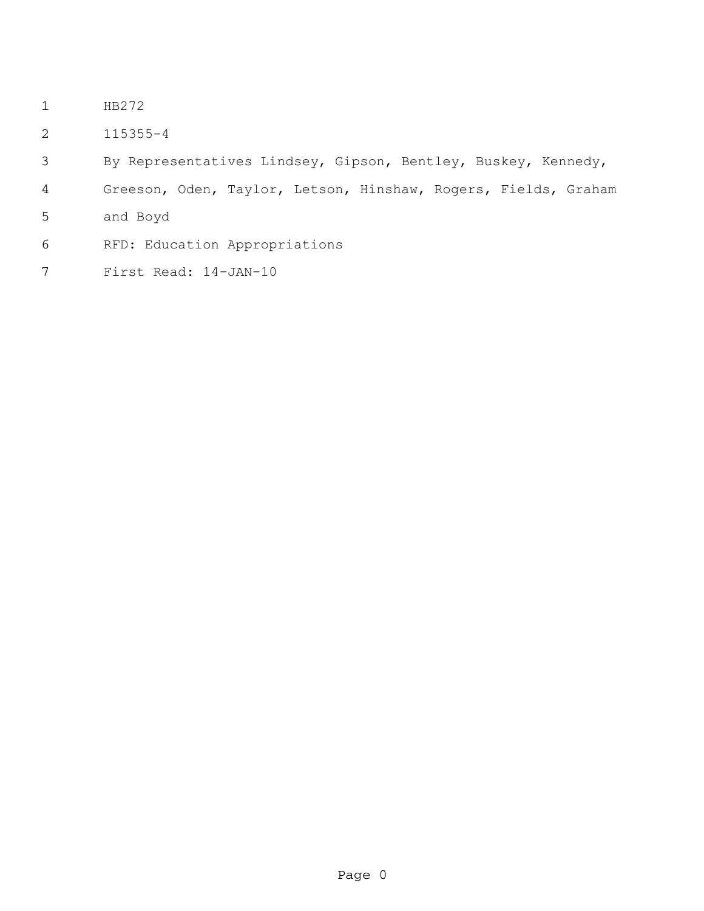HB272

115355-4

By Representatives Lindsey, Gipson, Bentley, Buskey, Kennedy, Greeson, Oden, Taylor, Letson, Hinshaw, Rogers, Fields, Graham and Boyd

RFD: Education Appropriations

First Read: 14-JAN-10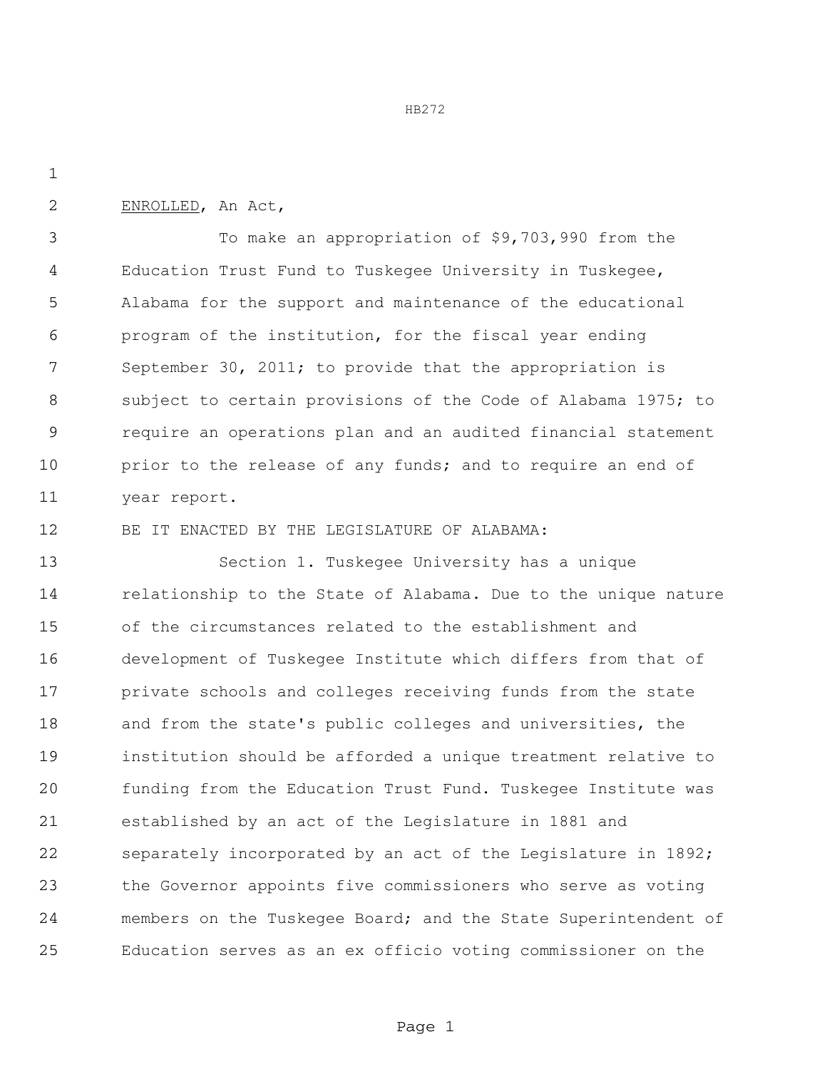ENROLLED, An Act,

To make an appropriation of $9,703,990 from the Education Trust Fund to Tuskegee University in Tuskegee, Alabama for the support and maintenance of the educational program of the institution, for the fiscal year ending September 30, 2011; to provide that the appropriation is subject to certain provisions of the Code of Alabama 1975; to require an operations plan and an audited financial statement prior to the release of any funds; and to require an end of year report.

BE IT ENACTED BY THE LEGISLATURE OF ALABAMA:

Section 1. Tuskegee University has a unique relationship to the State of Alabama. Due to the unique nature of the circumstances related to the establishment and development of Tuskegee Institute which differs from that of private schools and colleges receiving funds from the state and from the state's public colleges and universities, the institution should be afforded a unique treatment relative to funding from the Education Trust Fund. Tuskegee Institute was established by an act of the Legislature in 1881 and separately incorporated by an act of the Legislature in 1892; the Governor appoints five commissioners who serve as voting members on the Tuskegee Board; and the State Superintendent of Education serves as an ex officio voting commissioner on the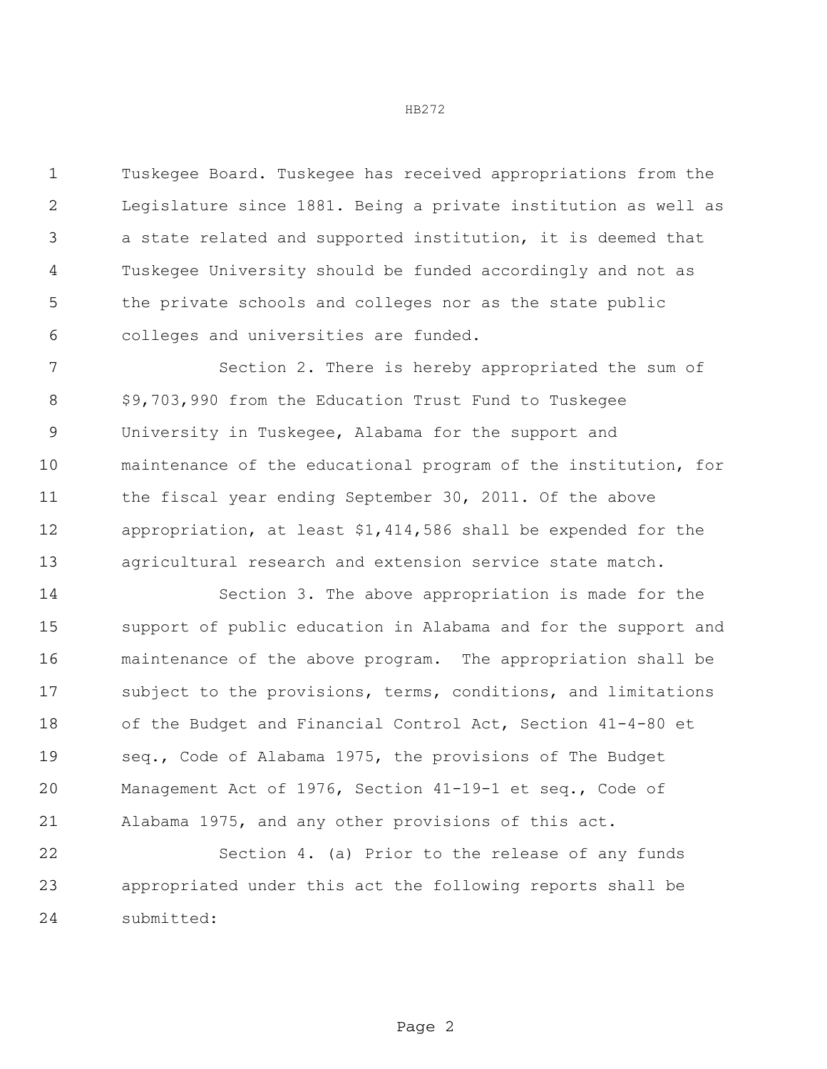Tuskegee Board. Tuskegee has received appropriations from the Legislature since 1881. Being a private institution as well as a state related and supported institution, it is deemed that Tuskegee University should be funded accordingly and not as the private schools and colleges nor as the state public colleges and universities are funded.

Section 2. There is hereby appropriated the sum of $9,703,990 from the Education Trust Fund to Tuskegee University in Tuskegee, Alabama for the support and maintenance of the educational program of the institution, for the fiscal year ending September 30, 2011. Of the above appropriation, at least $1,414,586 shall be expended for the agricultural research and extension service state match.

Section 3. The above appropriation is made for the support of public education in Alabama and for the support and maintenance of the above program. The appropriation shall be subject to the provisions, terms, conditions, and limitations of the Budget and Financial Control Act, Section 41-4-80 et seq., Code of Alabama 1975, the provisions of The Budget Management Act of 1976, Section 41-19-1 et seq., Code of Alabama 1975, and any other provisions of this act.

Section 4. (a) Prior to the release of any funds appropriated under this act the following reports shall be submitted: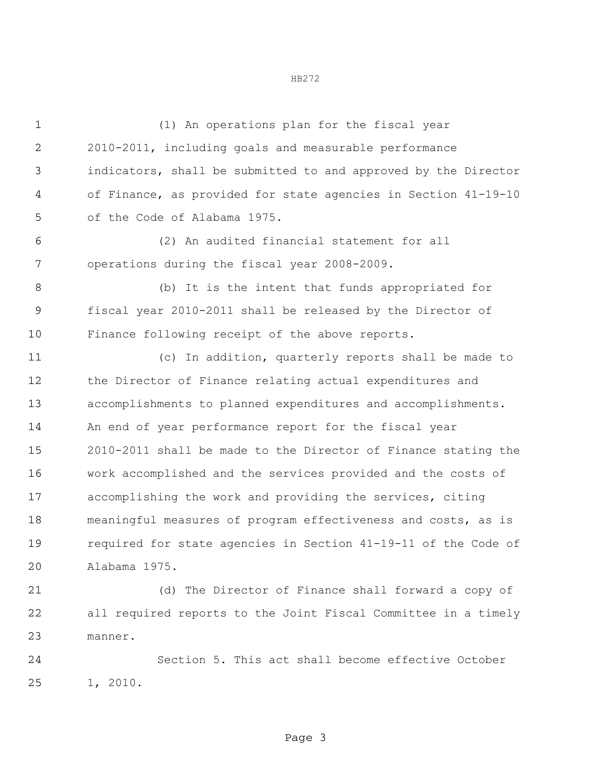(1) An operations plan for the fiscal year 2010-2011, including goals and measurable performance indicators, shall be submitted to and approved by the Director of Finance, as provided for state agencies in Section 41-19-10 of the Code of Alabama 1975.

(2) An audited financial statement for all operations during the fiscal year 2008-2009.

(b) It is the intent that funds appropriated for fiscal year 2010-2011 shall be released by the Director of Finance following receipt of the above reports.

(c) In addition, quarterly reports shall be made to the Director of Finance relating actual expenditures and accomplishments to planned expenditures and accomplishments. An end of year performance report for the fiscal year 2010-2011 shall be made to the Director of Finance stating the work accomplished and the services provided and the costs of accomplishing the work and providing the services, citing meaningful measures of program effectiveness and costs, as is required for state agencies in Section 41-19-11 of the Code of Alabama 1975.

(d) The Director of Finance shall forward a copy of all required reports to the Joint Fiscal Committee in a timely manner.

Section 5. This act shall become effective October 1, 2010.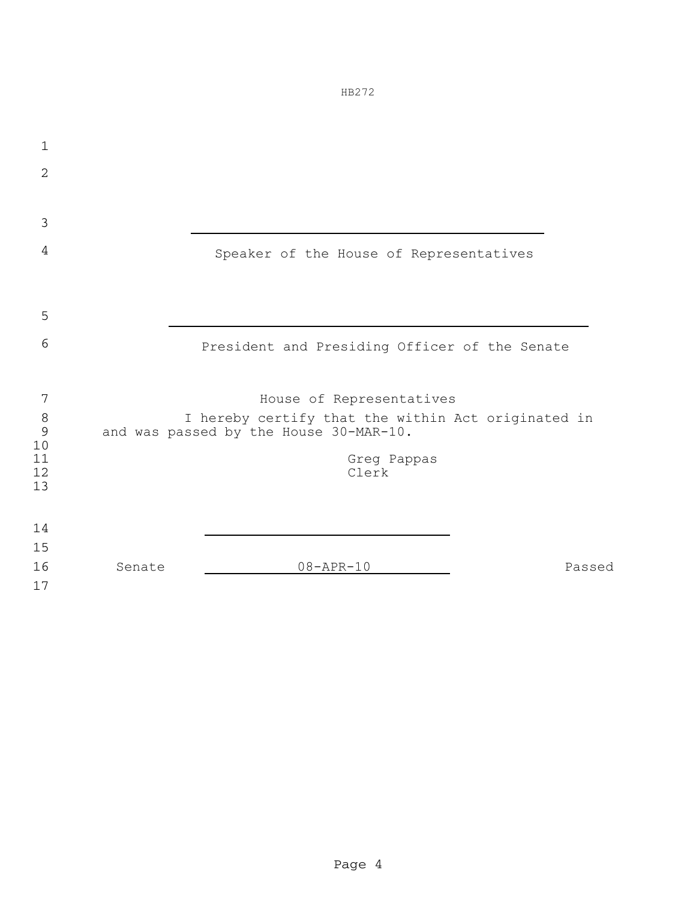\_\_\_\_\_\_\_\_\_\_\_\_\_\_\_\_\_\_\_\_\_\_\_\_\_\_\_\_\_\_\_\_\_\_\_\_\_\_\_\_

Speaker of the House of Representatives

\_\_\_\_\_\_\_\_\_\_\_\_\_\_\_\_\_\_\_\_\_\_\_\_\_\_\_\_\_\_\_\_\_\_\_\_\_\_\_\_

President and Presiding Officer of the Senate

House of Representatives

I hereby certify that the within Act originated in and was passed by the House 30-MAR-10.

Greg Pappas
Clerk

\_\_\_\_\_\_\_\_\_\_\_\_\_\_\_\_\_\_\_\_\_\_\_\_\_\_\_\_

Senate 08-APR-10 Passed